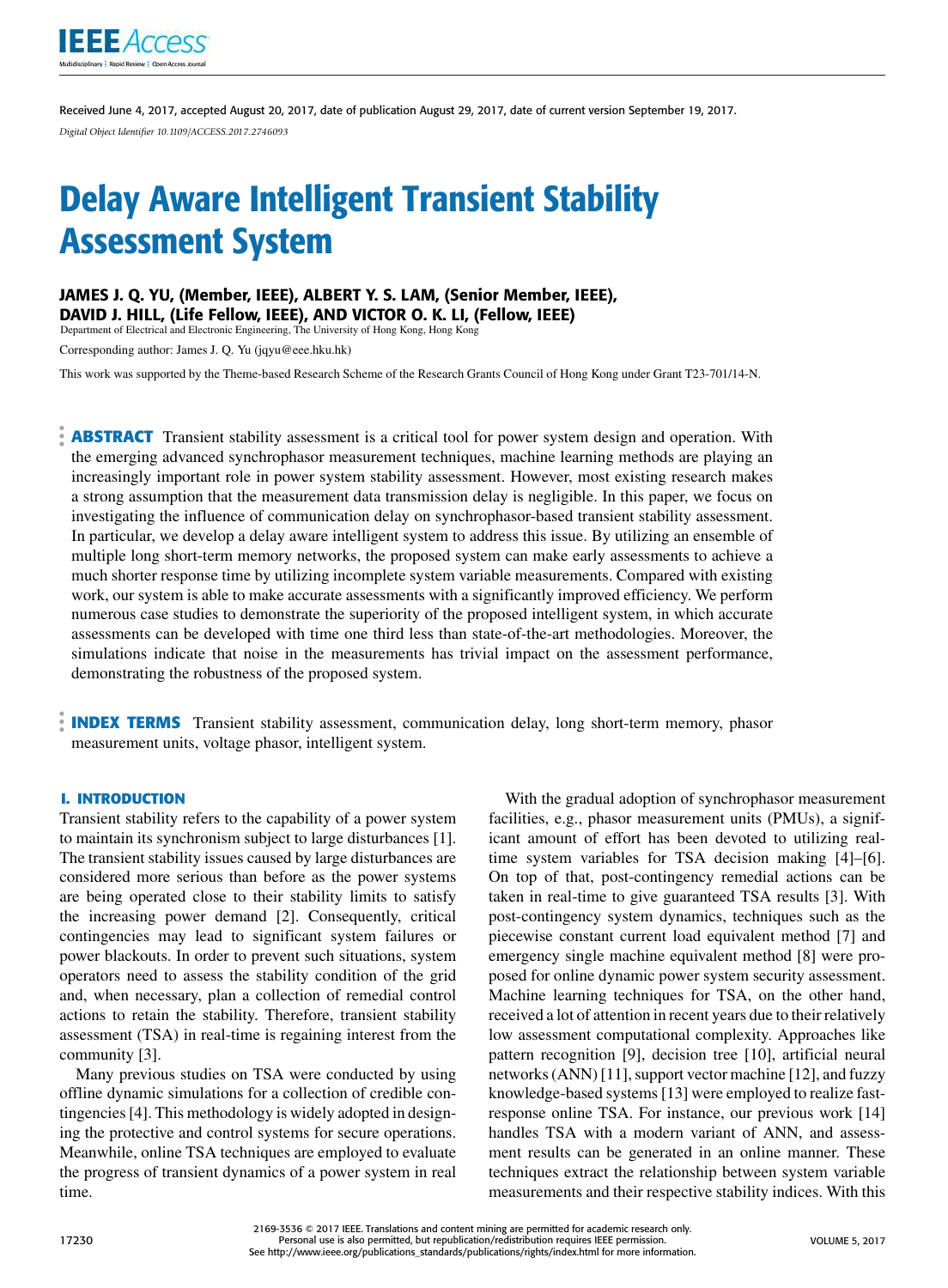Received June 4, 2017, accepted August 20, 2017, date of publication August 29, 2017, date of current version September 19, 2017.

*Digital Object Identifier 10.1109/ACCESS.2017.2746093*

# Delay Aware Intelligent Transient Stability Assessment System

**JAMES J. Q. YU, (Member, IEEE), ALBERT Y. S. LAM, (Senior Member, IEEE), DAVID J. HILL, (Life Fellow, IEEE), AND VICTOR O. K. LI, (Fellow, IEEE)**

Department of Electrical and Electronic Engineering, The University of Hong Kong, Hong Kong

Corresponding author: James J. Q. Yu (jqyu@eee.hku.hk)

This work was supported by the Theme-based Research Scheme of the Research Grants Council of Hong Kong under Grant T23-701/14-N.

**ABSTRACT** Transient stability assessment is a critical tool for power system design and operation. With the emerging advanced synchrophasor measurement techniques, machine learning methods are playing an increasingly important role in power system stability assessment. However, most existing research makes a strong assumption that the measurement data transmission delay is negligible. In this paper, we focus on investigating the influence of communication delay on synchrophasor-based transient stability assessment. In particular, we develop a delay aware intelligent system to address this issue. By utilizing an ensemble of multiple long short-term memory networks, the proposed system can make early assessments to achieve a much shorter response time by utilizing incomplete system variable measurements. Compared with existing work, our system is able to make accurate assessments with a significantly improved efficiency. We perform numerous case studies to demonstrate the superiority of the proposed intelligent system, in which accurate assessments can be developed with time one third less than state-of-the-art methodologies. Moreover, the simulations indicate that noise in the measurements has trivial impact on the assessment performance, demonstrating the robustness of the proposed system.

**INDEX TERMS** Transient stability assessment, communication delay, long short-term memory, phasor measurement units, voltage phasor, intelligent system.

## I. INTRODUCTION

Transient stability refers to the capability of a power system to maintain its synchronism subject to large disturbances [1]. The transient stability issues caused by large disturbances are considered more serious than before as the power systems are being operated close to their stability limits to satisfy the increasing power demand [2]. Consequently, critical contingencies may lead to significant system failures or power blackouts. In order to prevent such situations, system operators need to assess the stability condition of the grid and, when necessary, plan a collection of remedial control actions to retain the stability. Therefore, transient stability assessment (TSA) in real-time is regaining interest from the community [3].

Many previous studies on TSA were conducted by using offline dynamic simulations for a collection of credible contingencies [4]. This methodology is widely adopted in designing the protective and control systems for secure operations. Meanwhile, online TSA techniques are employed to evaluate the progress of transient dynamics of a power system in real time.

With the gradual adoption of synchrophasor measurement facilities, e.g., phasor measurement units (PMUs), a significant amount of effort has been devoted to utilizing real-time system variables for TSA decision making [4]–[6]. On top of that, post-contingency remedial actions can be taken in real-time to give guaranteed TSA results [3]. With post-contingency system dynamics, techniques such as the piecewise constant current load equivalent method [7] and emergency single machine equivalent method [8] were proposed for online dynamic power system security assessment. Machine learning techniques for TSA, on the other hand, received a lot of attention in recent years due to their relatively low assessment computational complexity. Approaches like pattern recognition [9], decision tree [10], artificial neural networks (ANN) [11], support vector machine [12], and fuzzy knowledge-based systems [13] were employed to realize fast-response online TSA. For instance, our previous work [14] handles TSA with a modern variant of ANN, and assessment results can be generated in an online manner. These techniques extract the relationship between system variable measurements and their respective stability indices. With this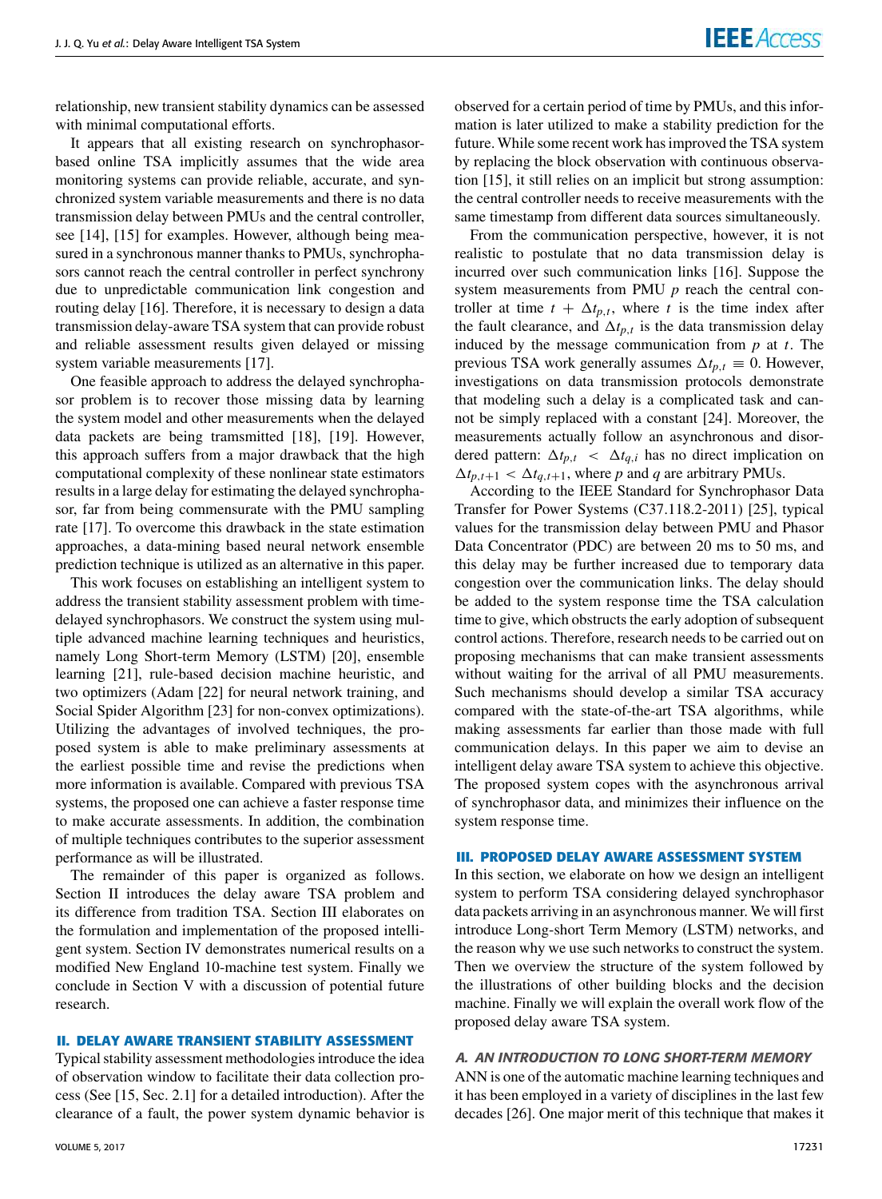relationship, new transient stability dynamics can be assessed with minimal computational efforts.

It appears that all existing research on synchrophasor-based online TSA implicitly assumes that the wide area monitoring systems can provide reliable, accurate, and synchronized system variable measurements and there is no data transmission delay between PMUs and the central controller, see [14], [15] for examples. However, although being measured in a synchronous manner thanks to PMUs, synchrophasors cannot reach the central controller in perfect synchrony due to unpredictable communication link congestion and routing delay [16]. Therefore, it is necessary to design a data transmission delay-aware TSA system that can provide robust and reliable assessment results given delayed or missing system variable measurements [17].

One feasible approach to address the delayed synchrophasor problem is to recover those missing data by learning the system model and other measurements when the delayed data packets are being tramsmitted [18], [19]. However, this approach suffers from a major drawback that the high computational complexity of these nonlinear state estimators results in a large delay for estimating the delayed synchrophasor, far from being commensurate with the PMU sampling rate [17]. To overcome this drawback in the state estimation approaches, a data-mining based neural network ensemble prediction technique is utilized as an alternative in this paper.

This work focuses on establishing an intelligent system to address the transient stability assessment problem with time-delayed synchrophasors. We construct the system using multiple advanced machine learning techniques and heuristics, namely Long Short-Term Memory (LSTM) [20], ensemble learning [21], rule-based decision machine heuristic, and two optimizers (Adam [22] for neural network training, and Social Spider Algorithm [23] for non-convex optimizations). Utilizing the advantages of involved techniques, the proposed system is able to make preliminary assessments at the earliest possible time and revise the predictions when more information is available. Compared with previous TSA systems, the proposed one can achieve a faster response time to make accurate assessments. In addition, the combination of multiple techniques contributes to the superior assessment performance as will be illustrated.

The remainder of this paper is organized as follows. Section II introduces the delay aware TSA problem and its difference from tradition TSA. Section III elaborates on the formulation and implementation of the proposed intelligent system. Section IV demonstrates numerical results on a modified New England 10-machine test system. Finally we conclude in Section V with a discussion of potential future research.

## II. DELAY AWARE TRANSIENT STABILITY ASSESSMENT

Typical stability assessment methodologies introduce the idea of observation window to facilitate their data collection process (See [15, Sec. 2.1] for a detailed introduction). After the clearance of a fault, the power system dynamic behavior is observed for a certain period of time by PMUs, and this information is later utilized to make a stability prediction for the future. While some recent work has improved the TSA system by replacing the block observation with continuous observation [15], it still relies on an implicit but strong assumption: the central controller needs to receive measurements with the same timestamp from different data sources simultaneously.

From the communication perspective, however, it is not realistic to postulate that no data transmission delay is incurred over such communication links [16]. Suppose the system measurements from PMU $p$ reach the central controller at time $t + \Delta t_{p,t}$, where $t$ is the time index after the fault clearance, and $\Delta t_{p,t}$ is the data transmission delay induced by the message communication from $p$ at $t$. The previous TSA work generally assumes $\Delta t_{p,t} \equiv 0$. However, investigations on data transmission protocols demonstrate that modeling such a delay is a complicated task and cannot be simply replaced with a constant [24]. Moreover, the measurements actually follow an asynchronous and disordered pattern: $\Delta t_{p,t} < \Delta t_{q,i}$ has no direct implication on $\Delta t_{p,t+1} < \Delta t_{q,t+1}$, where $p$ and $q$ are arbitrary PMUs.

According to the IEEE Standard for Synchrophasor Data Transfer for Power Systems (C37.118.2-2011) [25], typical values for the transmission delay between PMU and Phasor Data Concentrator (PDC) are between 20 ms to 50 ms, and this delay may be further increased due to temporary data congestion over the communication links. The delay should be added to the system response time the TSA calculation time to give, which obstructs the early adoption of subsequent control actions. Therefore, research needs to be carried out on proposing mechanisms that can make transient assessments without waiting for the arrival of all PMU measurements. Such mechanisms should develop a similar TSA accuracy compared with the state-of-the-art TSA algorithms, while making assessments far earlier than those made with full communication delays. In this paper we aim to devise an intelligent delay aware TSA system to achieve this objective. The proposed system copes with the asynchronous arrival of synchrophasor data, and minimizes their influence on the system response time.

## III. PROPOSED DELAY AWARE ASSESSMENT SYSTEM

In this section, we elaborate on how we design an intelligent system to perform TSA considering delayed synchrophasor data packets arriving in an asynchronous manner. We will first introduce Long-short Term Memory (LSTM) networks, and the reason why we use such networks to construct the system. Then we overview the structure of the system followed by the illustrations of other building blocks and the decision machine. Finally we will explain the overall work flow of the proposed delay aware TSA system.

### A. AN INTRODUCTION TO LONG SHORT-TERM MEMORY

ANN is one of the automatic machine learning techniques and it has been employed in a variety of disciplines in the last few decades [26]. One major merit of this technique that makes it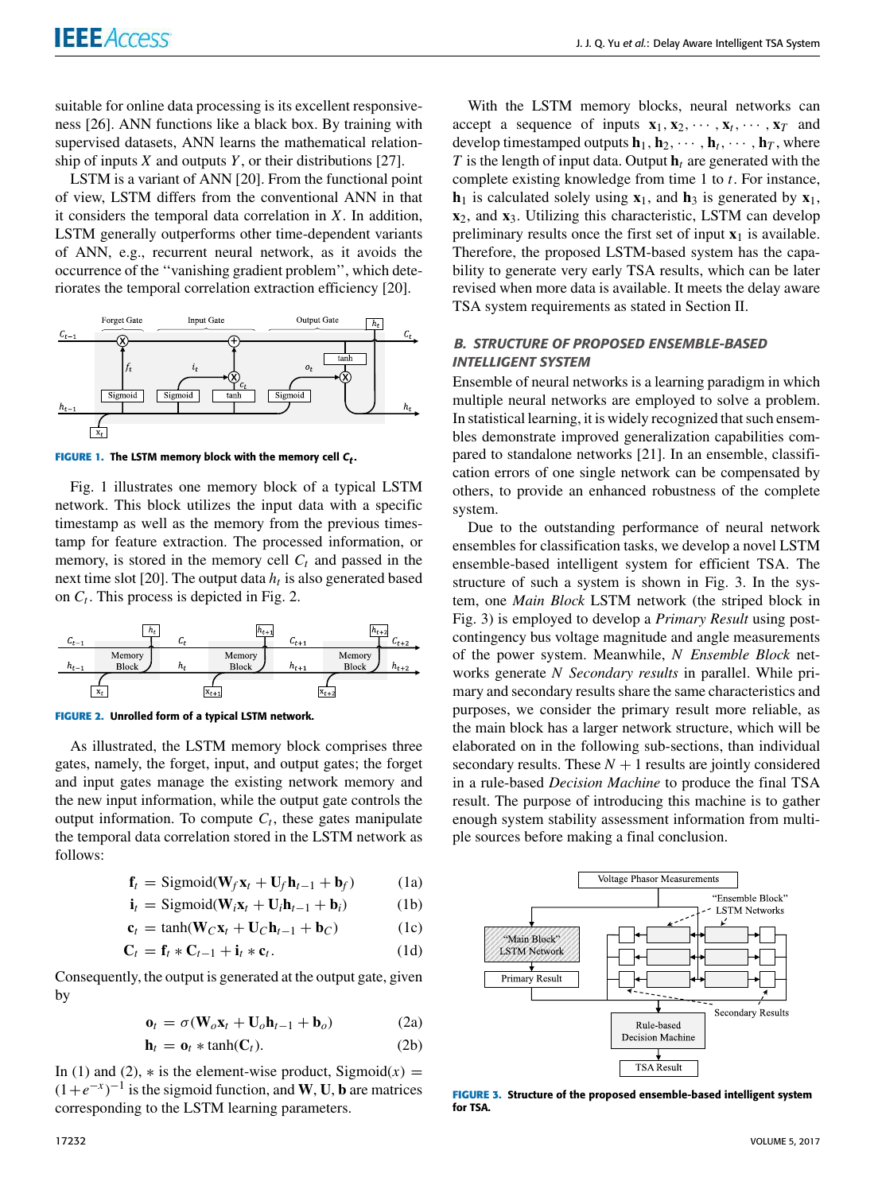suitable for online data processing is its excellent responsiveness [26]. ANN functions like a black box. By training with supervised datasets, ANN learns the mathematical relationship of inputs $X$ and outputs $Y$, or their distributions [27].

LSTM is a variant of ANN [20]. From the functional point of view, LSTM differs from the conventional ANN in that it considers the temporal data correlation in $X$. In addition, LSTM generally outperforms other time-dependent variants of ANN, e.g., recurrent neural network, as it avoids the occurrence of the ''vanishing gradient problem'', which deteriorates the temporal correlation extraction efficiency [20].

**FIGURE 1.** The LSTM memory block with the memory cell $C_t$.

Fig. 1 illustrates one memory block of a typical LSTM network. This block utilizes the input data with a specific timestamp as well as the memory from the previous timestamp for feature extraction. The processed information, or memory, is stored in the memory cell $C_t$ and passed in the next time slot [20]. The output data $h_t$ is also generated based on $C_t$. This process is depicted in Fig. 2.

**FIGURE 2.** Unrolled form of a typical LSTM network.

As illustrated, the LSTM memory block comprises three gates, namely, the forget, input, and output gates; the forget and input gates manage the existing network memory and the new input information, while the output gate controls the output information. To compute $C_t$, these gates manipulate the temporal data correlation stored in the LSTM network as follows:

$$\mathbf{f}_t = \text{Sigmoid}(\mathbf{W}_f\mathbf{x}_t + \mathbf{U}_f\mathbf{h}_{t-1} + \mathbf{b}_f) \tag{1a}$$

$$\mathbf{i}_t = \text{Sigmoid}(\mathbf{W}_i\mathbf{x}_t + \mathbf{U}_i\mathbf{h}_{t-1} + \mathbf{b}_i) \tag{1b}$$

$$\mathbf{c}_t = \tanh(\mathbf{W}_C\mathbf{x}_t + \mathbf{U}_C\mathbf{h}_{t-1} + \mathbf{b}_C) \tag{1c}$$

$$\mathbf{C}_t = \mathbf{f}_t * \mathbf{C}_{t-1} + \mathbf{i}_t * \mathbf{c}_t. \tag{1d}$$

Consequently, the output is generated at the output gate, given by

$$\mathbf{o}_t = \sigma(\mathbf{W}_o\mathbf{x}_t + \mathbf{U}_o\mathbf{h}_{t-1} + \mathbf{b}_o) \tag{2a}$$

$$\mathbf{h}_t = \mathbf{o}_t * \tanh(\mathbf{C}_t). \tag{2b}$$

In (1) and (2), $*$ is the element-wise product, $\text{Sigmoid}(x) = (1+e^{-x})^{-1}$ is the sigmoid function, and $\mathbf{W}$, $\mathbf{U}$, $\mathbf{b}$ are matrices corresponding to the LSTM learning parameters.

With the LSTM memory blocks, neural networks can accept a sequence of inputs $\mathbf{x}_1, \mathbf{x}_2, \cdots, \mathbf{x}_t, \cdots, \mathbf{x}_T$ and develop timestamped outputs $\mathbf{h}_1, \mathbf{h}_2, \cdots, \mathbf{h}_t, \cdots, \mathbf{h}_T$, where $T$ is the length of input data. Output $\mathbf{h}_t$ are generated with the complete existing knowledge from time 1 to $t$. For instance, $\mathbf{h}_1$ is calculated solely using $\mathbf{x}_1$, and $\mathbf{h}_3$ is generated by $\mathbf{x}_1$, $\mathbf{x}_2$, and $\mathbf{x}_3$. Utilizing this characteristic, LSTM can develop preliminary results once the first set of input $\mathbf{x}_1$ is available. Therefore, the proposed LSTM-based system has the capability to generate very early TSA results, which can be later revised when more data is available. It meets the delay aware TSA system requirements as stated in Section II.

### *B. STRUCTURE OF PROPOSED ENSEMBLE-BASED INTELLIGENT SYSTEM*

Ensemble of neural networks is a learning paradigm in which multiple neural networks are employed to solve a problem. In statistical learning, it is widely recognized that such ensembles demonstrate improved generalization capabilities compared to standalone networks [21]. In an ensemble, classification errors of one single network can be compensated by others, to provide an enhanced robustness of the complete system.

Due to the outstanding performance of neural network ensembles for classification tasks, we develop a novel LSTM ensemble-based intelligent system for efficient TSA. The structure of such a system is shown in Fig. 3. In the system, one *Main Block* LSTM network (the striped block in Fig. 3) is employed to develop a *Primary Result* using post-contingency bus voltage magnitude and angle measurements of the power system. Meanwhile, $N$ *Ensemble Block* networks generate $N$ *Secondary results* in parallel. While primary and secondary results share the same characteristics and purposes, we consider the primary result more reliable, as the main block has a larger network structure, which will be elaborated on in the following sub-sections, than individual secondary results. These $N+1$ results are jointly considered in a rule-based *Decision Machine* to produce the final TSA result. The purpose of introducing this machine is to gather enough system stability assessment information from multiple sources before making a final conclusion.

**FIGURE 3.** Structure of the proposed ensemble-based intelligent system for TSA.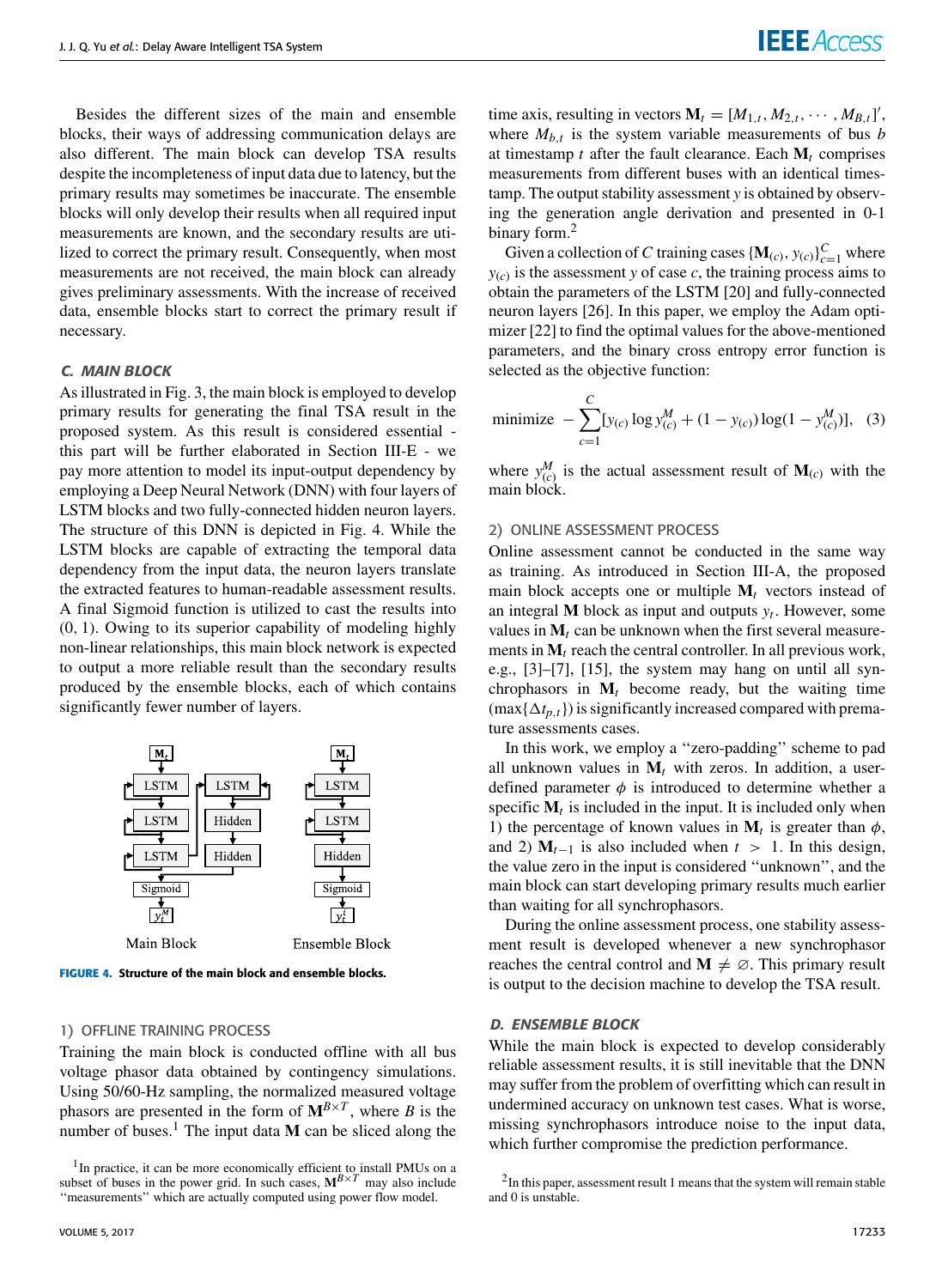Besides the different sizes of the main and ensemble blocks, their ways of addressing communication delays are also different. The main block can develop TSA results despite the incompleteness of input data due to latency, but the primary results may sometimes be inaccurate. The ensemble blocks will only develop their results when all required input measurements are known, and the secondary results are utilized to correct the primary result. Consequently, when most measurements are not received, the main block can already gives preliminary assessments. With the increase of received data, ensemble blocks start to correct the primary result if necessary.

### C. MAIN BLOCK

As illustrated in Fig. 3, the main block is employed to develop primary results for generating the final TSA result in the proposed system. As this result is considered essential - this part will be further elaborated in Section III-E - we pay more attention to model its input-output dependency by employing a Deep Neural Network (DNN) with four layers of LSTM blocks and two fully-connected hidden neuron layers. The structure of this DNN is depicted in Fig. 4. While the LSTM blocks are capable of extracting the temporal data dependency from the input data, the neuron layers translate the extracted features to human-readable assessment results. A final Sigmoid function is utilized to cast the results into (0, 1). Owing to its superior capability of modeling highly non-linear relationships, this main block network is expected to output a more reliable result than the secondary results produced by the ensemble blocks, each of which contains significantly fewer number of layers.

**FIGURE 4.** Structure of the main block and ensemble blocks.

#### 1) OFFLINE TRAINING PROCESS

Training the main block is conducted offline with all bus voltage phasor data obtained by contingency simulations. Using 50/60-Hz sampling, the normalized measured voltage phasors are presented in the form of $\mathbf{M}^{B \times T}$, where $B$ is the number of buses.[1] The input data $\mathbf{M}$ can be sliced along the time axis, resulting in vectors $\mathbf{M}_t = [M_{1,t}, M_{2,t}, \cdots, M_{B,t}]'$, where $M_{b,t}$ is the system variable measurements of bus $b$ at timestamp $t$ after the fault clearance. Each $\mathbf{M}_t$ comprises measurements from different buses with an identical timestamp. The output stability assessment $y$ is obtained by observing the generation angle derivation and presented in 0-1 binary form.[2]

Given a collection of $C$ training cases $\{\mathbf{M}_{(c)}, y_{(c)}\}_{c=1}^{C}$ where $y_{(c)}$ is the assessment $y$ of case $c$, the training process aims to obtain the parameters of the LSTM [20] and fully-connected neuron layers [26]. In this paper, we employ the Adam optimizer [22] to find the optimal values for the above-mentioned parameters, and the binary cross entropy error function is selected as the objective function:

$$\text{minimize} \; -\sum_{c=1}^{C} [y_{(c)} \log y_{(c)}^{M} + (1 - y_{(c)}) \log(1 - y_{(c)}^{M})], \quad (3)$$

where $y_{(c)}^{M}$ is the actual assessment result of $\mathbf{M}_{(c)}$ with the main block.

#### 2) ONLINE ASSESSMENT PROCESS

Online assessment cannot be conducted in the same way as training. As introduced in Section III-A, the proposed main block accepts one or multiple $\mathbf{M}_t$ vectors instead of an integral $\mathbf{M}$ block as input and outputs $y_t$. However, some values in $\mathbf{M}_t$ can be unknown when the first several measurements in $\mathbf{M}_t$ reach the central controller. In all previous work, e.g., [3]–[7], [15], the system may hang on until all synchrophasors in $\mathbf{M}_t$ become ready, but the waiting time $(\max\{\Delta t_{p,t}\})$ is significantly increased compared with premature assessments cases.

In this work, we employ a "zero-padding" scheme to pad all unknown values in $\mathbf{M}_t$ with zeros. In addition, a user-defined parameter $\phi$ is introduced to determine whether a specific $\mathbf{M}_t$ is included in the input. It is included only when 1) the percentage of known values in $\mathbf{M}_t$ is greater than $\phi$, and 2) $\mathbf{M}_{t-1}$ is also included when $t > 1$. In this design, the value zero in the input is considered "unknown", and the main block can start developing primary results much earlier than waiting for all synchrophasors.

During the online assessment process, one stability assessment result is developed whenever a new synchrophasor reaches the central control and $\mathbf{M} \neq \varnothing$. This primary result is output to the decision machine to develop the TSA result.

### D. ENSEMBLE BLOCK

While the main block is expected to develop considerably reliable assessment results, it is still inevitable that the DNN may suffer from the problem of overfitting which can result in undermined accuracy on unknown test cases. What is worse, missing synchrophasors introduce noise to the input data, which further compromise the prediction performance.

[1] In practice, it can be more economically efficient to install PMUs on a subset of buses in the power grid. In such cases, $\mathbf{M}^{B \times T}$ may also include "measurements" which are actually computed using power flow model.

[2] In this paper, assessment result 1 means that the system will remain stable and 0 is unstable.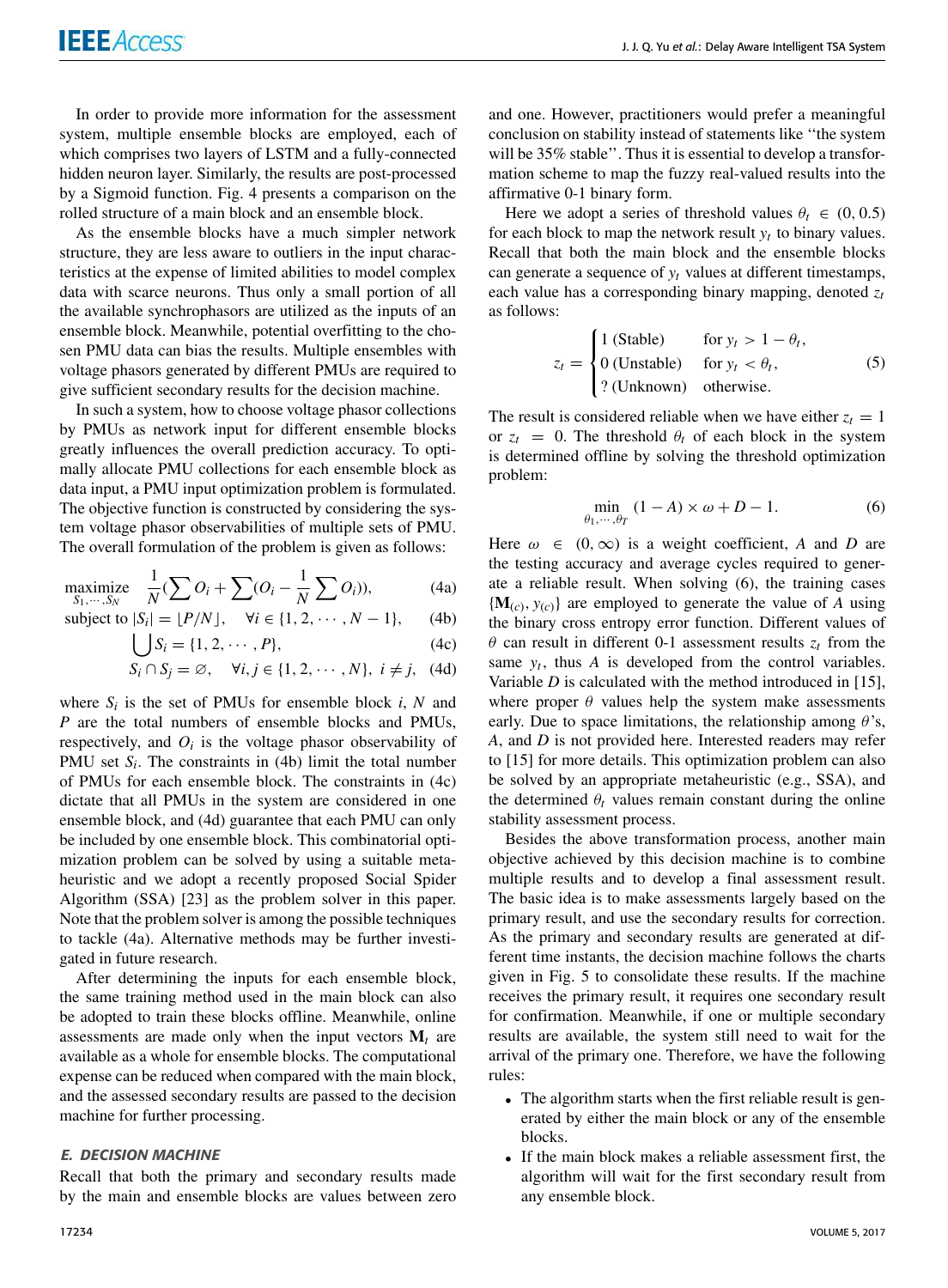In order to provide more information for the assessment system, multiple ensemble blocks are employed, each of which comprises two layers of LSTM and a fully-connected hidden neuron layer. Similarly, the results are post-processed by a Sigmoid function. Fig. 4 presents a comparison on the rolled structure of a main block and an ensemble block.

As the ensemble blocks have a much simpler network structure, they are less aware to outliers in the input characteristics at the expense of limited abilities to model complex data with scarce neurons. Thus only a small portion of all the available synchrophasors are utilized as the inputs of an ensemble block. Meanwhile, potential overfitting to the chosen PMU data can bias the results. Multiple ensembles with voltage phasors generated by different PMUs are required to give sufficient secondary results for the decision machine.

In such a system, how to choose voltage phasor collections by PMUs as network input for different ensemble blocks greatly influences the overall prediction accuracy. To optimally allocate PMU collections for each ensemble block as data input, a PMU input optimization problem is formulated. The objective function is constructed by considering the system voltage phasor observabilities of multiple sets of PMU. The overall formulation of the problem is given as follows:

$$\underset{S_1,\cdots,S_N}{\text{maximize}} \quad \frac{1}{N}\left(\sum O_i + \sum\left(O_i - \frac{1}{N}\sum O_i\right)\right), \tag{4a}$$

$$\text{subject to } |S_i| = \lfloor P/N \rfloor, \quad \forall i \in \{1, 2, \cdots, N-1\}, \tag{4b}$$

$$\bigcup S_i = \{1, 2, \cdots, P\}, \tag{4c}$$

$$S_i \cap S_j = \varnothing, \quad \forall i, j \in \{1, 2, \cdots, N\},\ i \neq j, \tag{4d}$$

where $S_i$ is the set of PMUs for ensemble block $i$, $N$ and $P$ are the total numbers of ensemble blocks and PMUs, respectively, and $O_i$ is the voltage phasor observability of PMU set $S_i$. The constraints in (4b) limit the total number of PMUs for each ensemble block. The constraints in (4c) dictate that all PMUs in the system are considered in one ensemble block, and (4d) guarantee that each PMU can only be included by one ensemble block. This combinatorial optimization problem can be solved by using a suitable metaheuristic and we adopt a recently proposed Social Spider Algorithm (SSA) [23] as the problem solver in this paper. Note that the problem solver is among the possible techniques to tackle (4a). Alternative methods may be further investigated in future research.

After determining the inputs for each ensemble block, the same training method used in the main block can also be adopted to train these blocks offline. Meanwhile, online assessments are made only when the input vectors $\mathbf{M}_t$ are available as a whole for ensemble blocks. The computational expense can be reduced when compared with the main block, and the assessed secondary results are passed to the decision machine for further processing.

### E. DECISION MACHINE

Recall that both the primary and secondary results made by the main and ensemble blocks are values between zero and one. However, practitioners would prefer a meaningful conclusion on stability instead of statements like "the system will be 35% stable". Thus it is essential to develop a transformation scheme to map the fuzzy real-valued results into the affirmative 0-1 binary form.

Here we adopt a series of threshold values $\theta_t \in (0, 0.5)$ for each block to map the network result $y_t$ to binary values. Recall that both the main block and the ensemble blocks can generate a sequence of $y_t$ values at different timestamps, each value has a corresponding binary mapping, denoted $z_t$ as follows:

$$z_t = \begin{cases} 1 \text{ (Stable)} & \text{for } y_t > 1 - \theta_t, \\ 0 \text{ (Unstable)} & \text{for } y_t < \theta_t, \\ ? \text{ (Unknown)} & \text{otherwise.} \end{cases} \tag{5}$$

The result is considered reliable when we have either $z_t = 1$ or $z_t = 0$. The threshold $\theta_t$ of each block in the system is determined offline by solving the threshold optimization problem:

$$\min_{\theta_1,\cdots,\theta_T} \ (1 - A) \times \omega + D - 1. \tag{6}$$

Here $\omega \in (0, \infty)$ is a weight coefficient, $A$ and $D$ are the testing accuracy and average cycles required to generate a reliable result. When solving (6), the training cases $\{\mathbf{M}_{(c)}, y_{(c)}\}$ are employed to generate the value of $A$ using the binary cross entropy error function. Different values of $\theta$ can result in different 0-1 assessment results $z_t$ from the same $y_t$, thus $A$ is developed from the control variables. Variable $D$ is calculated with the method introduced in [15], where proper $\theta$ values help the system make assessments early. Due to space limitations, the relationship among $\theta$'s, $A$, and $D$ is not provided here. Interested readers may refer to [15] for more details. This optimization problem can also be solved by an appropriate metaheuristic (e.g., SSA), and the determined $\theta_t$ values remain constant during the online stability assessment process.

Besides the above transformation process, another main objective achieved by this decision machine is to combine multiple results and to develop a final assessment result. The basic idea is to make assessments largely based on the primary result, and use the secondary results for correction. As the primary and secondary results are generated at different time instants, the decision machine follows the charts given in Fig. 5 to consolidate these results. If the machine receives the primary result, it requires one secondary result for confirmation. Meanwhile, if one or multiple secondary results are available, the system still need to wait for the arrival of the primary one. Therefore, we have the following rules:

- The algorithm starts when the first reliable result is generated by either the main block or any of the ensemble blocks.
- If the main block makes a reliable assessment first, the algorithm will wait for the first secondary result from any ensemble block.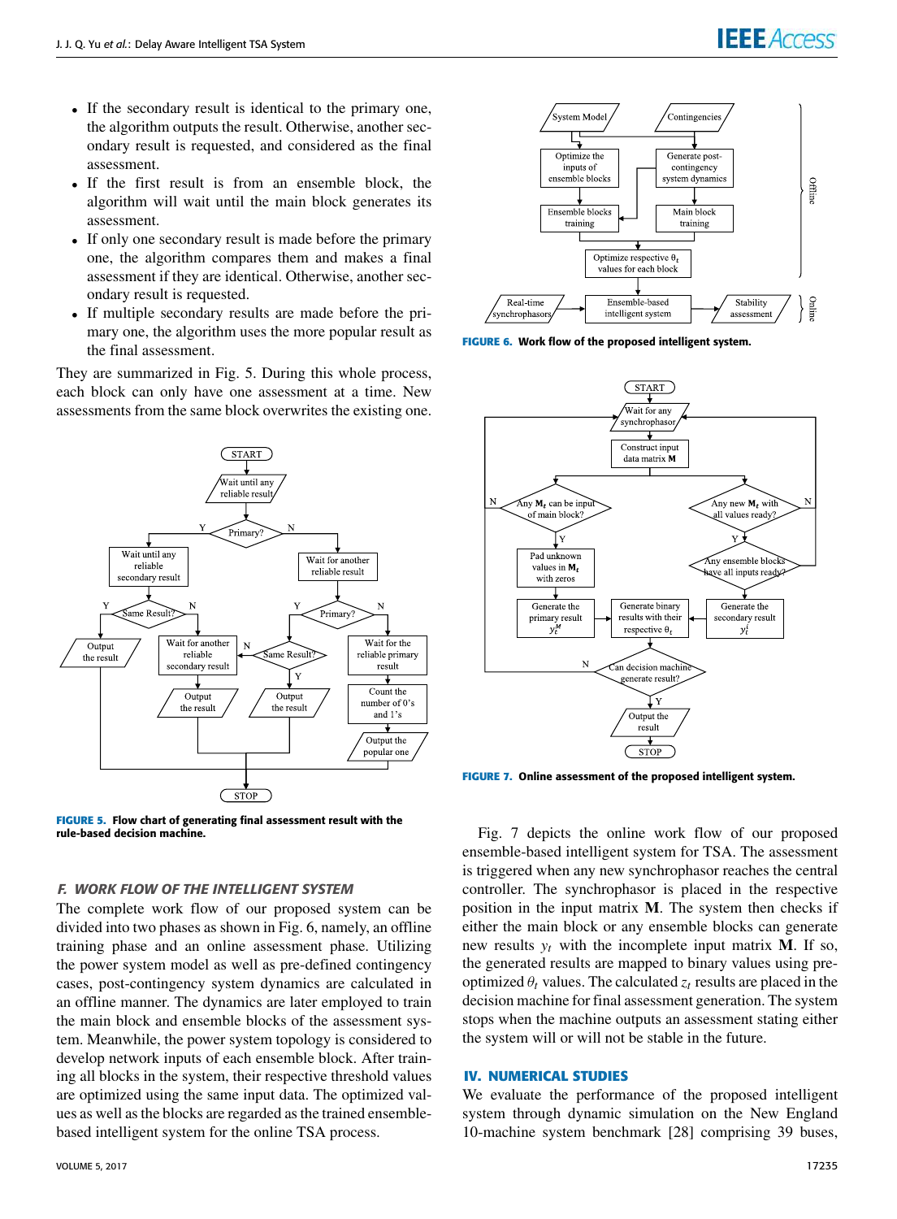- If the secondary result is identical to the primary one, the algorithm outputs the result. Otherwise, another secondary result is requested, and considered as the final assessment.
- If the first result is from an ensemble block, the algorithm will wait until the main block generates its assessment.
- If only one secondary result is made before the primary one, the algorithm compares them and makes a final assessment if they are identical. Otherwise, another secondary result is requested.
- If multiple secondary results are made before the primary one, the algorithm uses the more popular result as the final assessment.

They are summarized in Fig. 5. During this whole process, each block can only have one assessment at a time. New assessments from the same block overwrites the existing one.

**FIGURE 5.** Flow chart of generating final assessment result with the rule-based decision machine.

### F. WORK FLOW OF THE INTELLIGENT SYSTEM

The complete work flow of our proposed system can be divided into two phases as shown in Fig. 6, namely, an offline training phase and an online assessment phase. Utilizing the power system model as well as pre-defined contingency cases, post-contingency system dynamics are calculated in an offline manner. The dynamics are later employed to train the main block and ensemble blocks of the assessment system. Meanwhile, the power system topology is considered to develop network inputs of each ensemble block. After training all blocks in the system, their respective threshold values are optimized using the same input data. The optimized values as well as the blocks are regarded as the trained ensemble-based intelligent system for the online TSA process.

**FIGURE 6.** Work flow of the proposed intelligent system.

**FIGURE 7.** Online assessment of the proposed intelligent system.

Fig. 7 depicts the online work flow of our proposed ensemble-based intelligent system for TSA. The assessment is triggered when any new synchrophasor reaches the central controller. The synchrophasor is placed in the respective position in the input matrix $\mathbf{M}$. The system then checks if either the main block or any ensemble blocks can generate new results $y_t$ with the incomplete input matrix $\mathbf{M}$. If so, the generated results are mapped to binary values using pre-optimized $\theta_t$ values. The calculated $z_t$ results are placed in the decision machine for final assessment generation. The system stops when the machine outputs an assessment stating either the system will or will not be stable in the future.

## IV. NUMERICAL STUDIES

We evaluate the performance of the proposed intelligent system through dynamic simulation on the New England 10-machine system benchmark [28] comprising 39 buses,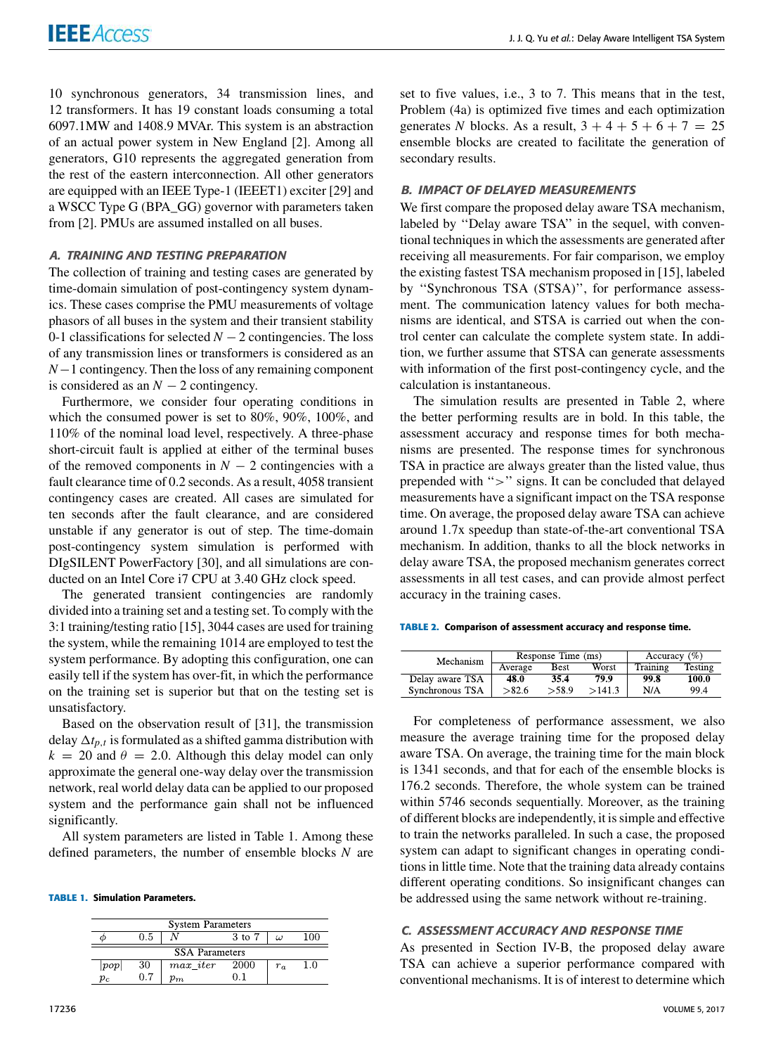10 synchronous generators, 34 transmission lines, and 12 transformers. It has 19 constant loads consuming a total 6097.1MW and 1408.9 MVAr. This system is an abstraction of an actual power system in New England [2]. Among all generators, G10 represents the aggregated generation from the rest of the eastern interconnection. All other generators are equipped with an IEEE Type-1 (IEEET1) exciter [29] and a WSCC Type G (BPA_GG) governor with parameters taken from [2]. PMUs are assumed installed on all buses.

### A. TRAINING AND TESTING PREPARATION

The collection of training and testing cases are generated by time-domain simulation of post-contingency system dynamics. These cases comprise the PMU measurements of voltage phasors of all buses in the system and their transient stability 0-1 classifications for selected $N-2$ contingencies. The loss of any transmission lines or transformers is considered as an $N-1$ contingency. Then the loss of any remaining component is considered as an $N-2$ contingency.

Furthermore, we consider four operating conditions in which the consumed power is set to 80%, 90%, 100%, and 110% of the nominal load level, respectively. A three-phase short-circuit fault is applied at either of the terminal buses of the removed components in $N-2$ contingencies with a fault clearance time of 0.2 seconds. As a result, 4058 transient contingency cases are created. All cases are simulated for ten seconds after the fault clearance, and are considered unstable if any generator is out of step. The time-domain post-contingency system simulation is performed with DIgSILENT PowerFactory [30], and all simulations are conducted on an Intel Core i7 CPU at 3.40 GHz clock speed.

The generated transient contingencies are randomly divided into a training set and a testing set. To comply with the 3:1 training/testing ratio [15], 3044 cases are used for training the system, while the remaining 1014 are employed to test the system performance. By adopting this configuration, one can easily tell if the system has over-fit, in which the performance on the training set is superior but that on the testing set is unsatisfactory.

Based on the observation result of [31], the transmission delay $\Delta t_{p,t}$ is formulated as a shifted gamma distribution with $k = 20$ and $\theta = 2.0$. Although this delay model can only approximate the general one-way delay over the transmission network, real world delay data can be applied to our proposed system and the performance gain shall not be influenced significantly.

All system parameters are listed in Table 1. Among these defined parameters, the number of ensemble blocks $N$ are set to five values, i.e., 3 to 7. This means that in the test, Problem (4a) is optimized five times and each optimization generates $N$ blocks. As a result, $3 + 4 + 5 + 6 + 7 = 25$ ensemble blocks are created to facilitate the generation of secondary results.

**TABLE 1. Simulation Parameters.**

| System Parameters | | | | | |
|---|---|---|---|---|---|
| $\phi$ | 0.5 | $N$ | 3 to 7 | $\omega$ | 100 |
| **SSA Parameters** | | | | | |
| $\|pop\|$ | 30 | $max\_iter$ | 2000 | $r_a$ | 1.0 |
| $p_c$ | 0.7 | $p_m$ | 0.1 | | |

### B. IMPACT OF DELAYED MEASUREMENTS

We first compare the proposed delay aware TSA mechanism, labeled by "Delay aware TSA" in the sequel, with conventional techniques in which the assessments are generated after receiving all measurements. For fair comparison, we employ the existing fastest TSA mechanism proposed in [15], labeled by "Synchronous TSA (STSA)", for performance assessment. The communication latency values for both mechanisms are identical, and STSA is carried out when the control center can calculate the complete system state. In addition, we further assume that STSA can generate assessments with information of the first post-contingency cycle, and the calculation is instantaneous.

The simulation results are presented in Table 2, where the better performing results are in bold. In this table, the assessment accuracy and response times for both mechanisms are presented. The response times for synchronous TSA in practice are always greater than the listed value, thus prepended with ">" signs. It can be concluded that delayed measurements have a significant impact on the TSA response time. On average, the proposed delay aware TSA can achieve around 1.7x speedup than state-of-the-art conventional TSA mechanism. In addition, thanks to all the block networks in delay aware TSA, the proposed mechanism generates correct assessments in all test cases, and can provide almost perfect accuracy in the training cases.

**TABLE 2. Comparison of assessment accuracy and response time.**

| Mechanism | Response Time (ms) | | | Accuracy (%) | |
|---|---|---|---|---|---|
| | Average | Best | Worst | Training | Testing |
| Delay aware TSA | **48.0** | **35.4** | **79.9** | **99.8** | **100.0** |
| Synchronous TSA | >82.6 | >58.9 | >141.3 | N/A | 99.4 |

For completeness of performance assessment, we also measure the average training time for the proposed delay aware TSA. On average, the training time for the main block is 1341 seconds, and that for each of the ensemble blocks is 176.2 seconds. Therefore, the whole system can be trained within 5746 seconds sequentially. Moreover, as the training of different blocks are independently, it is simple and effective to train the networks paralleled. In such a case, the proposed system can adapt to significant changes in operating conditions in little time. Note that the training data already contains different operating conditions. So insignificant changes can be addressed using the same network without re-training.

### C. ASSESSMENT ACCURACY AND RESPONSE TIME

As presented in Section IV-B, the proposed delay aware TSA can achieve a superior performance compared with conventional mechanisms. It is of interest to determine which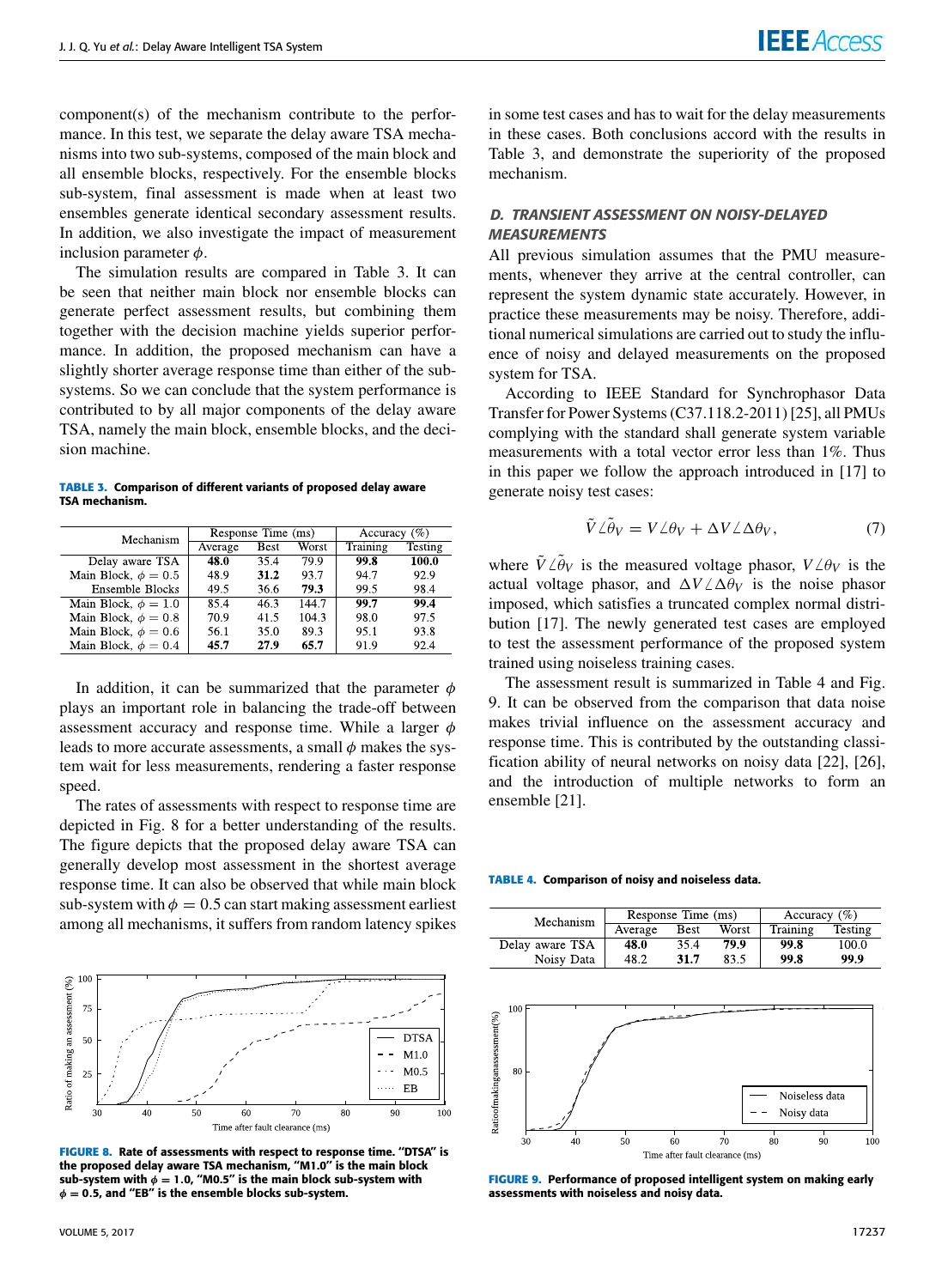component(s) of the mechanism contribute to the performance. In this test, we separate the delay aware TSA mechanisms into two sub-systems, composed of the main block and all ensemble blocks, respectively. For the ensemble blocks sub-system, final assessment is made when at least two ensembles generate identical secondary assessment results. In addition, we also investigate the impact of measurement inclusion parameter $\phi$.

The simulation results are compared in Table 3. It can be seen that neither main block nor ensemble blocks can generate perfect assessment results, but combining them together with the decision machine yields superior performance. In addition, the proposed mechanism can have a slightly shorter average response time than either of the sub-systems. So we can conclude that the system performance is contributed to by all major components of the delay aware TSA, namely the main block, ensemble blocks, and the decision machine.

**TABLE 3.** Comparison of different variants of proposed delay aware TSA mechanism.

| Mechanism | Response Time (ms) | | | Accuracy (%) | |
|---|---|---|---|---|---|
| | Average | Best | Worst | Training | Testing |
| Delay aware TSA | **48.0** | 35.4 | 79.9 | **99.8** | **100.0** |
| Main Block, $\phi = 0.5$ | 48.9 | **31.2** | 93.7 | 94.7 | 92.9 |
| Ensemble Blocks | 49.5 | 36.6 | **79.3** | 99.5 | 98.4 |
| Main Block, $\phi = 1.0$ | 85.4 | 46.3 | 144.7 | **99.7** | **99.4** |
| Main Block, $\phi = 0.8$ | 70.9 | 41.5 | 104.3 | 98.0 | 97.5 |
| Main Block, $\phi = 0.6$ | 56.1 | 35.0 | 89.3 | 95.1 | 93.8 |
| Main Block, $\phi = 0.4$ | **45.7** | **27.9** | **65.7** | 91.9 | 92.4 |

In addition, it can be summarized that the parameter $\phi$ plays an important role in balancing the trade-off between assessment accuracy and response time. While a larger $\phi$ leads to more accurate assessments, a small $\phi$ makes the system wait for less measurements, rendering a faster response speed.

The rates of assessments with respect to response time are depicted in Fig. 8 for a better understanding of the results. The figure depicts that the proposed delay aware TSA can generally develop most assessment in the shortest average response time. It can also be observed that while main block sub-system with $\phi = 0.5$ can start making assessment earliest among all mechanisms, it suffers from random latency spikes in some test cases and has to wait for the delay measurements in these cases. Both conclusions accord with the results in Table 3, and demonstrate the superiority of the proposed mechanism.

**FIGURE 8.** Rate of assessments with respect to response time. "DTSA" is the proposed delay aware TSA mechanism, "M1.0" is the main block sub-system with $\phi = 1.0$, "M0.5" is the main block sub-system with $\phi = 0.5$, and "EB" is the ensemble blocks sub-system.

### D. TRANSIENT ASSESSMENT ON NOISY-DELAYED MEASUREMENTS

All previous simulation assumes that the PMU measurements, whenever they arrive at the central controller, can represent the system dynamic state accurately. However, in practice these measurements may be noisy. Therefore, additional numerical simulations are carried out to study the influence of noisy and delayed measurements on the proposed system for TSA.

According to IEEE Standard for Synchrophasor Data Transfer for Power Systems (C37.118.2-2011) [25], all PMUs complying with the standard shall generate system variable measurements with a total vector error less than 1%. Thus in this paper we follow the approach introduced in [17] to generate noisy test cases:

$$\tilde{V}\angle\tilde{\theta}_V = V\angle\theta_V + \Delta V\angle\Delta\theta_V, \tag{7}$$

where $\tilde{V}\angle\tilde{\theta}_V$ is the measured voltage phasor, $V\angle\theta_V$ is the actual voltage phasor, and $\Delta V\angle\Delta\theta_V$ is the noise phasor imposed, which satisfies a truncated complex normal distribution [17]. The newly generated test cases are employed to test the assessment performance of the proposed system trained using noiseless training cases.

The assessment result is summarized in Table 4 and Fig. 9. It can be observed from the comparison that data noise makes trivial influence on the assessment accuracy and response time. This is contributed by the outstanding classification ability of neural networks on noisy data [22], [26], and the introduction of multiple networks to form an ensemble [21].

**TABLE 4.** Comparison of noisy and noiseless data.

| Mechanism | Response Time (ms) | | | Accuracy (%) | |
|---|---|---|---|---|---|
| | Average | Best | Worst | Training | Testing |
| Delay aware TSA | **48.0** | 35.4 | **79.9** | **99.8** | 100.0 |
| Noisy Data | 48.2 | **31.7** | 83.5 | **99.8** | **99.9** |

**FIGURE 9.** Performance of proposed intelligent system on making early assessments with noiseless and noisy data.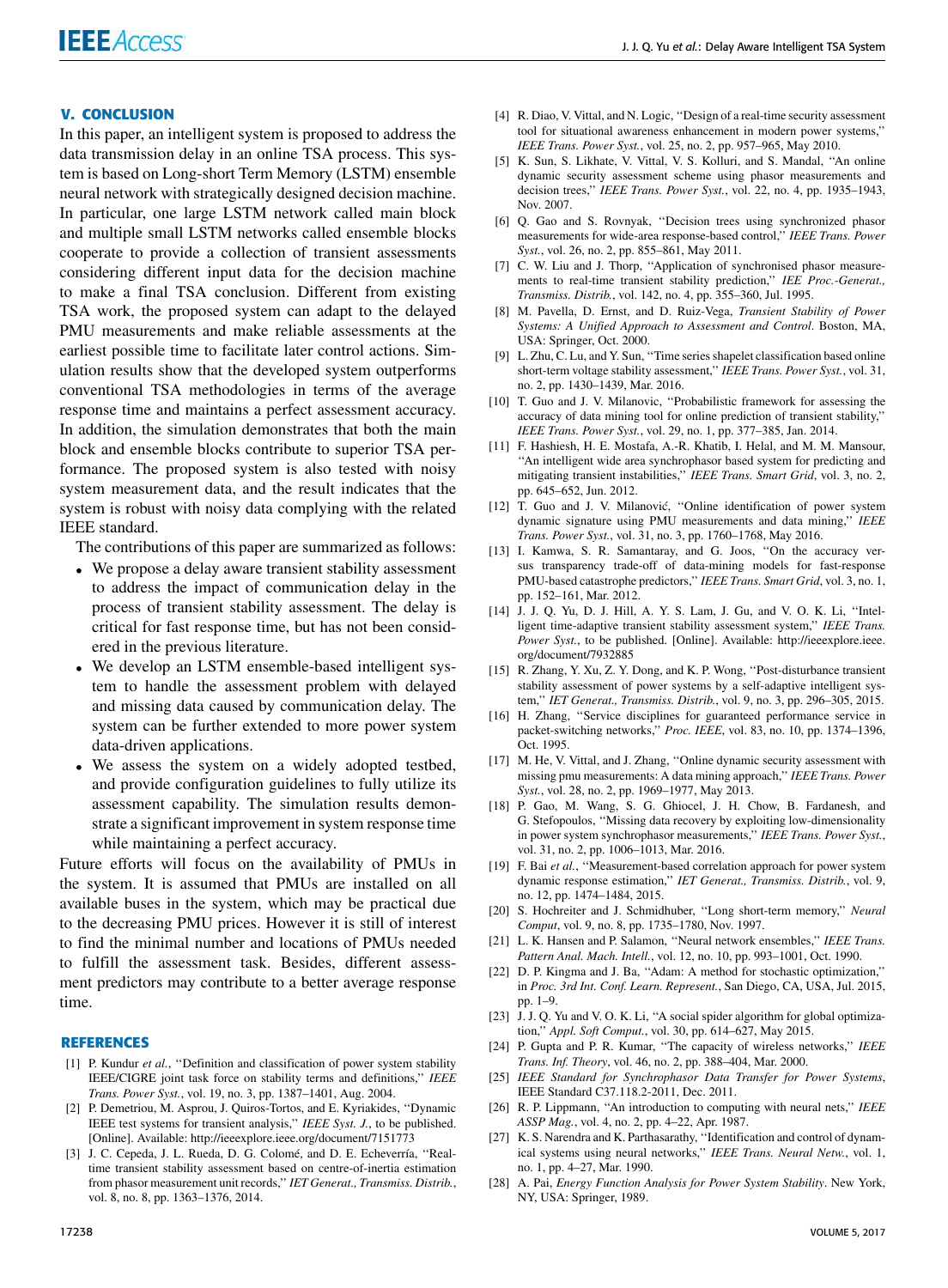## V. CONCLUSION

In this paper, an intelligent system is proposed to address the data transmission delay in an online TSA process. This system is based on Long-short Term Memory (LSTM) ensemble neural network with strategically designed decision machine. In particular, one large LSTM network called main block and multiple small LSTM networks called ensemble blocks cooperate to provide a collection of transient assessments considering different input data for the decision machine to make a final TSA conclusion. Different from existing TSA work, the proposed system can adapt to the delayed PMU measurements and make reliable assessments at the earliest possible time to facilitate later control actions. Simulation results show that the developed system outperforms conventional TSA methodologies in terms of the average response time and maintains a perfect assessment accuracy. In addition, the simulation demonstrates that both the main block and ensemble blocks contribute to superior TSA performance. The proposed system is also tested with noisy system measurement data, and the result indicates that the system is robust with noisy data complying with the related IEEE standard.

The contributions of this paper are summarized as follows:

- We propose a delay aware transient stability assessment to address the impact of communication delay in the process of transient stability assessment. The delay is critical for fast response time, but has not been considered in the previous literature.
- We develop an LSTM ensemble-based intelligent system to handle the assessment problem with delayed and missing data caused by communication delay. The system can be further extended to more power system data-driven applications.
- We assess the system on a widely adopted testbed, and provide configuration guidelines to fully utilize its assessment capability. The simulation results demonstrate a significant improvement in system response time while maintaining a perfect accuracy.

Future efforts will focus on the availability of PMUs in the system. It is assumed that PMUs are installed on all available buses in the system, which may be practical due to the decreasing PMU prices. However it is still of interest to find the minimal number and locations of PMUs needed to fulfill the assessment task. Besides, different assessment predictors may contribute to a better average response time.

## REFERENCES

[1] P. Kundur *et al.*, "Definition and classification of power system stability IEEE/CIGRE joint task force on stability terms and definitions," *IEEE Trans. Power Syst.*, vol. 19, no. 3, pp. 1387–1401, Aug. 2004.

[2] P. Demetriou, M. Asprou, J. Quiros-Tortos, and E. Kyriakides, "Dynamic IEEE test systems for transient analysis," *IEEE Syst. J.*, to be published. [Online]. Available: http://ieeexplore.ieee.org/document/7151773

[3] J. C. Cepeda, J. L. Rueda, D. G. Colomé, and D. E. Echeverría, "Real-time transient stability assessment based on centre-of-inertia estimation from phasor measurement unit records," *IET Generat., Transmiss. Distrib.*, vol. 8, no. 8, pp. 1363–1376, 2014.

[4] R. Diao, V. Vittal, and N. Logic, "Design of a real-time security assessment tool for situational awareness enhancement in modern power systems," *IEEE Trans. Power Syst.*, vol. 25, no. 2, pp. 957–965, May 2010.

[5] K. Sun, S. Likhate, V. Vittal, V. S. Kolluri, and S. Mandal, "An online dynamic security assessment scheme using phasor measurements and decision trees," *IEEE Trans. Power Syst.*, vol. 22, no. 4, pp. 1935–1943, Nov. 2007.

[6] Q. Gao and S. Rovnyak, "Decision trees using synchronized phasor measurements for wide-area response-based control," *IEEE Trans. Power Syst.*, vol. 26, no. 2, pp. 855–861, May 2011.

[7] C. W. Liu and J. Thorp, "Application of synchronised phasor measurements to real-time transient stability prediction," *IEE Proc.-Generat., Transmiss. Distrib.*, vol. 142, no. 4, pp. 355–360, Jul. 1995.

[8] M. Pavella, D. Ernst, and D. Ruiz-Vega, *Transient Stability of Power Systems: A Unified Approach to Assessment and Control*. Boston, MA, USA: Springer, Oct. 2000.

[9] L. Zhu, C. Lu, and Y. Sun, "Time series shapelet classification based online short-term voltage stability assessment," *IEEE Trans. Power Syst.*, vol. 31, no. 2, pp. 1430–1439, Mar. 2016.

[10] T. Guo and J. V. Milanovic, "Probabilistic framework for assessing the accuracy of data mining tool for online prediction of transient stability," *IEEE Trans. Power Syst.*, vol. 29, no. 1, pp. 377–385, Jan. 2014.

[11] F. Hashiesh, H. E. Mostafa, A.-R. Khatib, I. Helal, and M. M. Mansour, "An intelligent wide area synchrophasor based system for predicting and mitigating transient instabilities," *IEEE Trans. Smart Grid*, vol. 3, no. 2, pp. 645–652, Jun. 2012.

[12] T. Guo and J. V. Milanović, "Online identification of power system dynamic signature using PMU measurements and data mining," *IEEE Trans. Power Syst.*, vol. 31, no. 3, pp. 1760–1768, May 2016.

[13] I. Kamwa, S. R. Samantaray, and G. Joos, "On the accuracy versus transparency trade-off of data-mining models for fast-response PMU-based catastrophe predictors," *IEEE Trans. Smart Grid*, vol. 3, no. 1, pp. 152–161, Mar. 2012.

[14] J. J. Q. Yu, D. J. Hill, A. Y. S. Lam, J. Gu, and V. O. K. Li, "Intelligent time-adaptive transient stability assessment system," *IEEE Trans. Power Syst.*, to be published. [Online]. Available: http://ieeexplore.ieee.org/document/7932885

[15] R. Zhang, Y. Xu, Z. Y. Dong, and K. P. Wong, "Post-disturbance transient stability assessment of power systems by a self-adaptive intelligent system," *IET Generat., Transmiss. Distrib.*, vol. 9, no. 3, pp. 296–305, 2015.

[16] H. Zhang, "Service disciplines for guaranteed performance service in packet-switching networks," *Proc. IEEE*, vol. 83, no. 10, pp. 1374–1396, Oct. 1995.

[17] M. He, V. Vittal, and J. Zhang, "Online dynamic security assessment with missing pmu measurements: A data mining approach," *IEEE Trans. Power Syst.*, vol. 28, no. 2, pp. 1969–1977, May 2013.

[18] P. Gao, M. Wang, S. G. Ghiocel, J. H. Chow, B. Fardanesh, and G. Stefopoulos, "Missing data recovery by exploiting low-dimensionality in power system synchrophasor measurements," *IEEE Trans. Power Syst.*, vol. 31, no. 2, pp. 1006–1013, Mar. 2016.

[19] F. Bai *et al.*, "Measurement-based correlation approach for power system dynamic response estimation," *IET Generat., Transmiss. Distrib.*, vol. 9, no. 12, pp. 1474–1484, 2015.

[20] S. Hochreiter and J. Schmidhuber, "Long short-term memory," *Neural Comput*, vol. 9, no. 8, pp. 1735–1780, Nov. 1997.

[21] L. K. Hansen and P. Salamon, "Neural network ensembles," *IEEE Trans. Pattern Anal. Mach. Intell.*, vol. 12, no. 10, pp. 993–1001, Oct. 1990.

[22] D. P. Kingma and J. Ba, "Adam: A method for stochastic optimization," in *Proc. 3rd Int. Conf. Learn. Represent.*, San Diego, CA, USA, Jul. 2015, pp. 1–9.

[23] J. J. Q. Yu and V. O. K. Li, "A social spider algorithm for global optimization," *Appl. Soft Comput.*, vol. 30, pp. 614–627, May 2015.

[24] P. Gupta and P. R. Kumar, "The capacity of wireless networks," *IEEE Trans. Inf. Theory*, vol. 46, no. 2, pp. 388–404, Mar. 2000.

[25] *IEEE Standard for Synchrophasor Data Transfer for Power Systems*, IEEE Standard C37.118.2-2011, Dec. 2011.

[26] R. P. Lippmann, "An introduction to computing with neural nets," *IEEE ASSP Mag.*, vol. 4, no. 2, pp. 4–22, Apr. 1987.

[27] K. S. Narendra and K. Parthasarathy, "Identification and control of dynamical systems using neural networks," *IEEE Trans. Neural Netw.*, vol. 1, no. 1, pp. 4–27, Mar. 1990.

[28] A. Pai, *Energy Function Analysis for Power System Stability*. New York, NY, USA: Springer, 1989.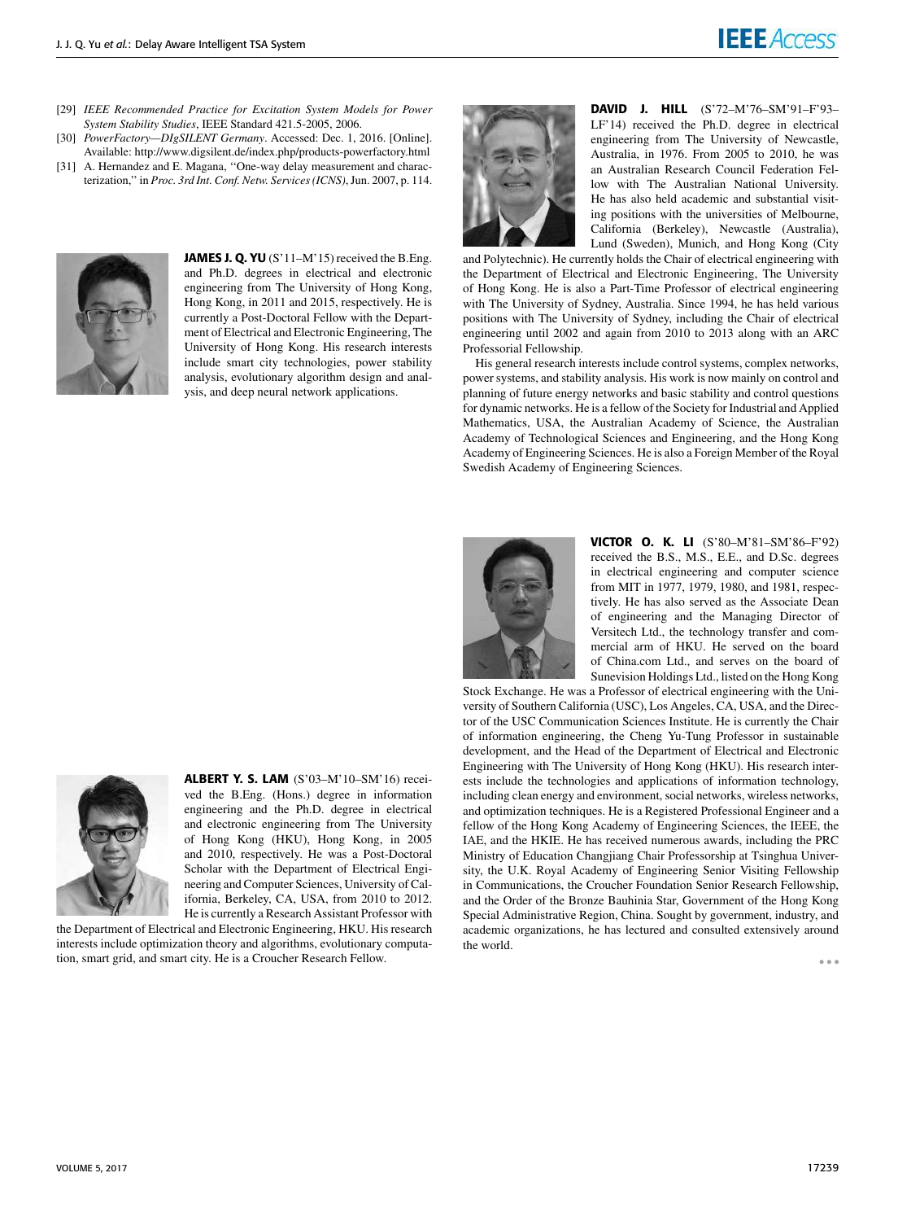[29] *IEEE Recommended Practice for Excitation System Models for Power System Stability Studies*, IEEE Standard 421.5-2005, 2006.

[30] *PowerFactory—DIgSILENT Germany*. Accessed: Dec. 1, 2016. [Online]. Available: http://www.digsilent.de/index.php/products-powerfactory.html

[31] A. Hernandez and E. Magana, "One-way delay measurement and characterization," in *Proc. 3rd Int. Conf. Netw. Services (ICNS)*, Jun. 2007, p. 114.

**JAMES J. Q. YU** (S'11–M'15) received the B.Eng. and Ph.D. degrees in electrical and electronic engineering from The University of Hong Kong, Hong Kong, in 2011 and 2015, respectively. He is currently a Post-Doctoral Fellow with the Department of Electrical and Electronic Engineering, The University of Hong Kong. His research interests include smart city technologies, power stability analysis, evolutionary algorithm design and analysis, and deep neural network applications.

**ALBERT Y. S. LAM** (S'03–M'10–SM'16) received the B.Eng. (Hons.) degree in information engineering and the Ph.D. degree in electrical and electronic engineering from The University of Hong Kong (HKU), Hong Kong, in 2005 and 2010, respectively. He was a Post-Doctoral Scholar with the Department of Electrical Engineering and Computer Sciences, University of California, Berkeley, CA, USA, from 2010 to 2012. He is currently a Research Assistant Professor with the Department of Electrical and Electronic Engineering, HKU. His research interests include optimization theory and algorithms, evolutionary computation, smart grid, and smart city. He is a Croucher Research Fellow.

**DAVID J. HILL** (S'72–M'76–SM'91–F'93–LF'14) received the Ph.D. degree in electrical engineering from The University of Newcastle, Australia, in 1976. From 2005 to 2010, he was an Australian Research Council Federation Fellow with The Australian National University. He has also held academic and substantial visiting positions with the universities of Melbourne, California (Berkeley), Newcastle (Australia), Lund (Sweden), Munich, and Hong Kong (City and Polytechnic). He currently holds the Chair of electrical engineering with the Department of Electrical and Electronic Engineering, The University of Hong Kong. He is also a Part-Time Professor of electrical engineering with The University of Sydney, Australia. Since 1994, he has held various positions with The University of Sydney, including the Chair of electrical engineering until 2002 and again from 2010 to 2013 along with an ARC Professorial Fellowship.

His general research interests include control systems, complex networks, power systems, and stability analysis. His work is now mainly on control and planning of future energy networks and basic stability and control questions for dynamic networks. He is a fellow of the Society for Industrial and Applied Mathematics, USA, the Australian Academy of Science, the Australian Academy of Technological Sciences and Engineering, and the Hong Kong Academy of Engineering Sciences. He is also a Foreign Member of the Royal Swedish Academy of Engineering Sciences.

**VICTOR O. K. LI** (S'80–M'81–SM'86–F'92) received the B.S., M.S., E.E., and D.Sc. degrees in electrical engineering and computer science from MIT in 1977, 1979, 1980, and 1981, respectively. He has also served as the Associate Dean of engineering and the Managing Director of Versitech Ltd., the technology transfer and commercial arm of HKU. He served on the board of China.com Ltd., and serves on the board of Sunevision Holdings Ltd., listed on the Hong Kong Stock Exchange. He was a Professor of electrical engineering with the University of Southern California (USC), Los Angeles, CA, USA, and the Director of the USC Communication Sciences Institute. He is currently the Chair of information engineering, the Cheng Yu-Tung Professor in sustainable development, and the Head of the Department of Electrical and Electronic Engineering with The University of Hong Kong (HKU). His research interests include the technologies and applications of information technology, including clean energy and environment, social networks, wireless networks, and optimization techniques. He is a Registered Professional Engineer and a fellow of the Hong Kong Academy of Engineering Sciences, the IEEE, the IAE, and the HKIE. He has received numerous awards, including the PRC Ministry of Education Changjiang Chair Professorship at Tsinghua University, the U.K. Royal Academy of Engineering Senior Visiting Fellowship in Communications, the Croucher Foundation Senior Research Fellowship, and the Order of the Bronze Bauhinia Star, Government of the Hong Kong Special Administrative Region, China. Sought by government, industry, and academic organizations, he has lectured and consulted extensively around the world.